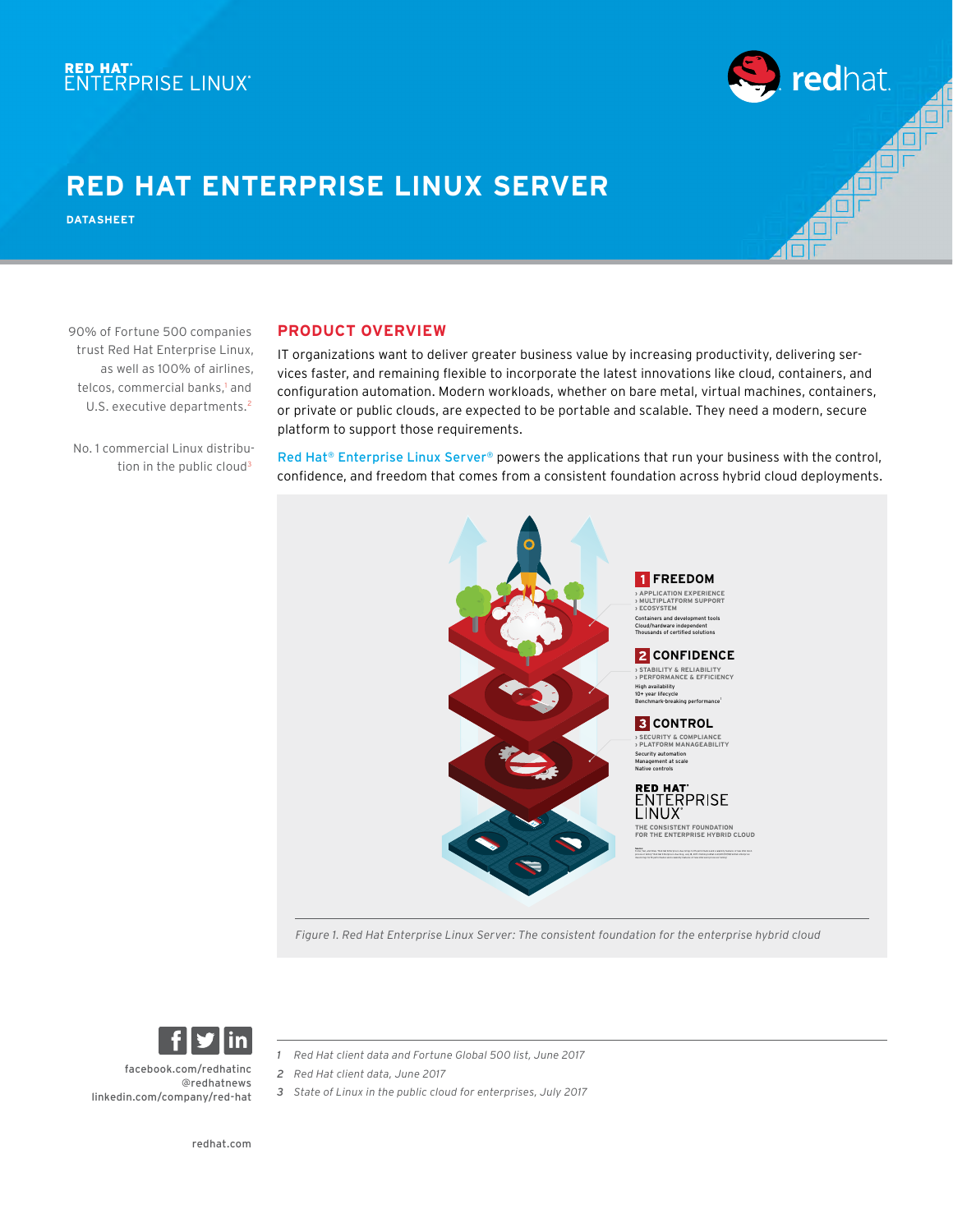# RED HAT ENTERPRISE LINUX SERVER

**DATASHEET**

90% of Fortune 500 companies trust Red Hat Enterprise Linux, as well as 100% of airlines, telcos, commercial banks,[1] and U.S. executive departments.[2]

No. 1 commercial Linux distribution in the public cloud[3]

## PRODUCT OVERVIEW

IT organizations want to deliver greater business value by increasing productivity, delivering services faster, and remaining flexible to incorporate the latest innovations like cloud, containers, and configuration automation. Modern workloads, whether on bare metal, virtual machines, containers, or private or public clouds, are expected to be portable and scalable. They need a modern, secure platform to support those requirements.

Red Hat® Enterprise Linux Server® powers the applications that run your business with the control, confidence, and freedom that comes from a consistent foundation across hybrid cloud deployments.

**1 FREEDOM**
- › APPLICATION EXPERIENCE
- › MULTIPLATFORM SUPPORT
- › ECOSYSTEM

Containers and development tools
Cloud/hardware independent
Thousands of certified solutions

**2 CONFIDENCE**
- › STABILITY & RELIABILITY
- › PERFORMANCE & EFFICIENCY

High availability
10+ year lifecycle
Benchmark-breaking performance[1]

**3 CONTROL**
- › SECURITY & COMPLIANCE
- › PLATFORM MANAGEABILITY

Security automation
Management at scale
Native controls

RED HAT ENTERPRISE LINUX
THE CONSISTENT FOUNDATION FOR THE ENTERPRISE HYBRID CLOUD

*Figure 1. Red Hat Enterprise Linux Server: The consistent foundation for the enterprise hybrid cloud*

facebook.com/redhatinc
@redhatnews
linkedin.com/company/red-hat

redhat.com

1. *Red Hat client data and Fortune Global 500 list, June 2017*
2. *Red Hat client data, June 2017*
3. *State of Linux in the public cloud for enterprises, July 2017*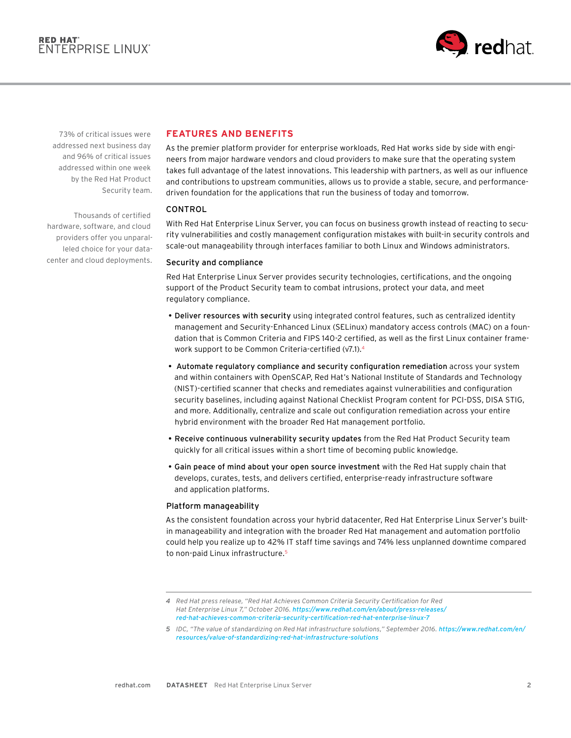73% of critical issues were addressed next business day and 96% of critical issues addressed within one week by the Red Hat Product Security team.

Thousands of certified hardware, software, and cloud providers offer you unparalleled choice for your datacenter and cloud deployments.

## FEATURES AND BENEFITS

As the premier platform provider for enterprise workloads, Red Hat works side by side with engineers from major hardware vendors and cloud providers to make sure that the operating system takes full advantage of the latest innovations. This leadership with partners, as well as our influence and contributions to upstream communities, allows us to provide a stable, secure, and performance-driven foundation for the applications that run the business of today and tomorrow.

### CONTROL

With Red Hat Enterprise Linux Server, you can focus on business growth instead of reacting to security vulnerabilities and costly management configuration mistakes with built-in security controls and scale-out manageability through interfaces familiar to both Linux and Windows administrators.

#### Security and compliance

Red Hat Enterprise Linux Server provides security technologies, certifications, and the ongoing support of the Product Security team to combat intrusions, protect your data, and meet regulatory compliance.

- **Deliver resources with security** using integrated control features, such as centralized identity management and Security-Enhanced Linux (SELinux) mandatory access controls (MAC) on a foundation that is Common Criteria and FIPS 140-2 certified, as well as the first Linux container framework support to be Common Criteria-certified (v7.1).[4]
- **Automate regulatory compliance and security configuration remediation** across your system and within containers with OpenSCAP, Red Hat's National Institute of Standards and Technology (NIST)-certified scanner that checks and remediates against vulnerabilities and configuration security baselines, including against National Checklist Program content for PCI-DSS, DISA STIG, and more. Additionally, centralize and scale out configuration remediation across your entire hybrid environment with the broader Red Hat management portfolio.
- **Receive continuous vulnerability security updates** from the Red Hat Product Security team quickly for all critical issues within a short time of becoming public knowledge.
- **Gain peace of mind about your open source investment** with the Red Hat supply chain that develops, curates, tests, and delivers certified, enterprise-ready infrastructure software and application platforms.

#### Platform manageability

As the consistent foundation across your hybrid datacenter, Red Hat Enterprise Linux Server's built-in manageability and integration with the broader Red Hat management and automation portfolio could help you realize up to 42% IT staff time savings and 74% less unplanned downtime compared to non-paid Linux infrastructure.[5]

---

4 *Red Hat press release, "Red Hat Achieves Common Criteria Security Certification for Red Hat Enterprise Linux 7," October 2016.* ***https://www.redhat.com/en/about/press-releases/red-hat-achieves-common-criteria-security-certification-red-hat-enterprise-linux-7***

5 *IDC, "The value of standardizing on Red Hat infrastructure solutions," September 2016.* ***https://www.redhat.com/en/resources/value-of-standardizing-red-hat-infrastructure-solutions***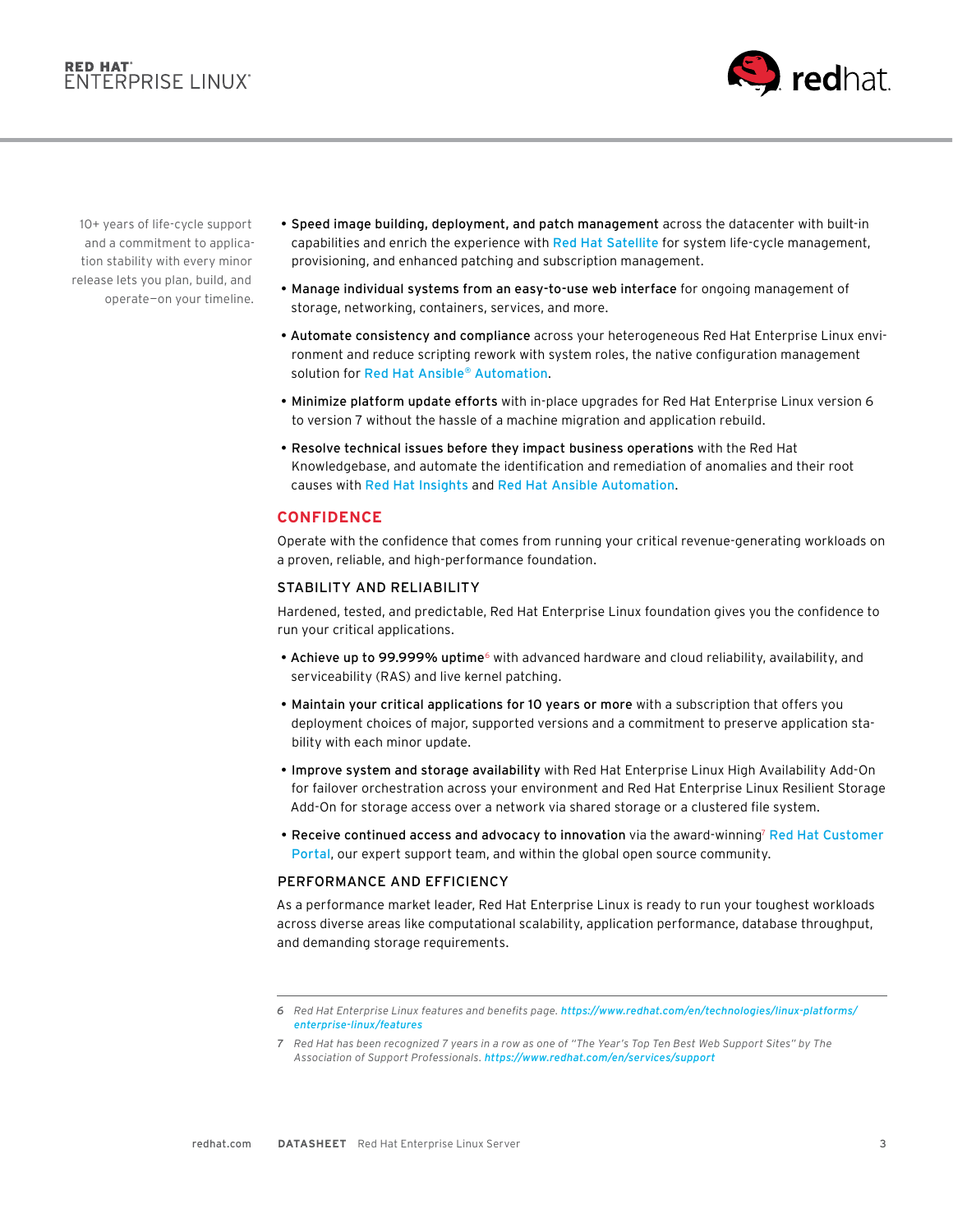10+ years of life-cycle support and a commitment to application stability with every minor release lets you plan, build, and operate—on your timeline.

- **Speed image building, deployment, and patch management** across the datacenter with built-in capabilities and enrich the experience with Red Hat Satellite for system life-cycle management, provisioning, and enhanced patching and subscription management.
- **Manage individual systems from an easy-to-use web interface** for ongoing management of storage, networking, containers, services, and more.
- **Automate consistency and compliance** across your heterogeneous Red Hat Enterprise Linux environment and reduce scripting rework with system roles, the native configuration management solution for Red Hat Ansible® Automation.
- **Minimize platform update efforts** with in-place upgrades for Red Hat Enterprise Linux version 6 to version 7 without the hassle of a machine migration and application rebuild.
- **Resolve technical issues before they impact business operations** with the Red Hat Knowledgebase, and automate the identification and remediation of anomalies and their root causes with Red Hat Insights and Red Hat Ansible Automation.

## CONFIDENCE

Operate with the confidence that comes from running your critical revenue-generating workloads on a proven, reliable, and high-performance foundation.

### STABILITY AND RELIABILITY

Hardened, tested, and predictable, Red Hat Enterprise Linux foundation gives you the confidence to run your critical applications.

- **Achieve up to 99.999% uptime**[6] with advanced hardware and cloud reliability, availability, and serviceability (RAS) and live kernel patching.
- **Maintain your critical applications for 10 years or more** with a subscription that offers you deployment choices of major, supported versions and a commitment to preserve application stability with each minor update.
- **Improve system and storage availability** with Red Hat Enterprise Linux High Availability Add-On for failover orchestration across your environment and Red Hat Enterprise Linux Resilient Storage Add-On for storage access over a network via shared storage or a clustered file system.
- **Receive continued access and advocacy to innovation** via the award-winning[7] Red Hat Customer Portal, our expert support team, and within the global open source community.

### PERFORMANCE AND EFFICIENCY

As a performance market leader, Red Hat Enterprise Linux is ready to run your toughest workloads across diverse areas like computational scalability, application performance, database throughput, and demanding storage requirements.

---

6 *Red Hat Enterprise Linux features and benefits page. https://www.redhat.com/en/technologies/linux-platforms/enterprise-linux/features*

7 *Red Hat has been recognized 7 years in a row as one of "The Year's Top Ten Best Web Support Sites" by The Association of Support Professionals. https://www.redhat.com/en/services/support*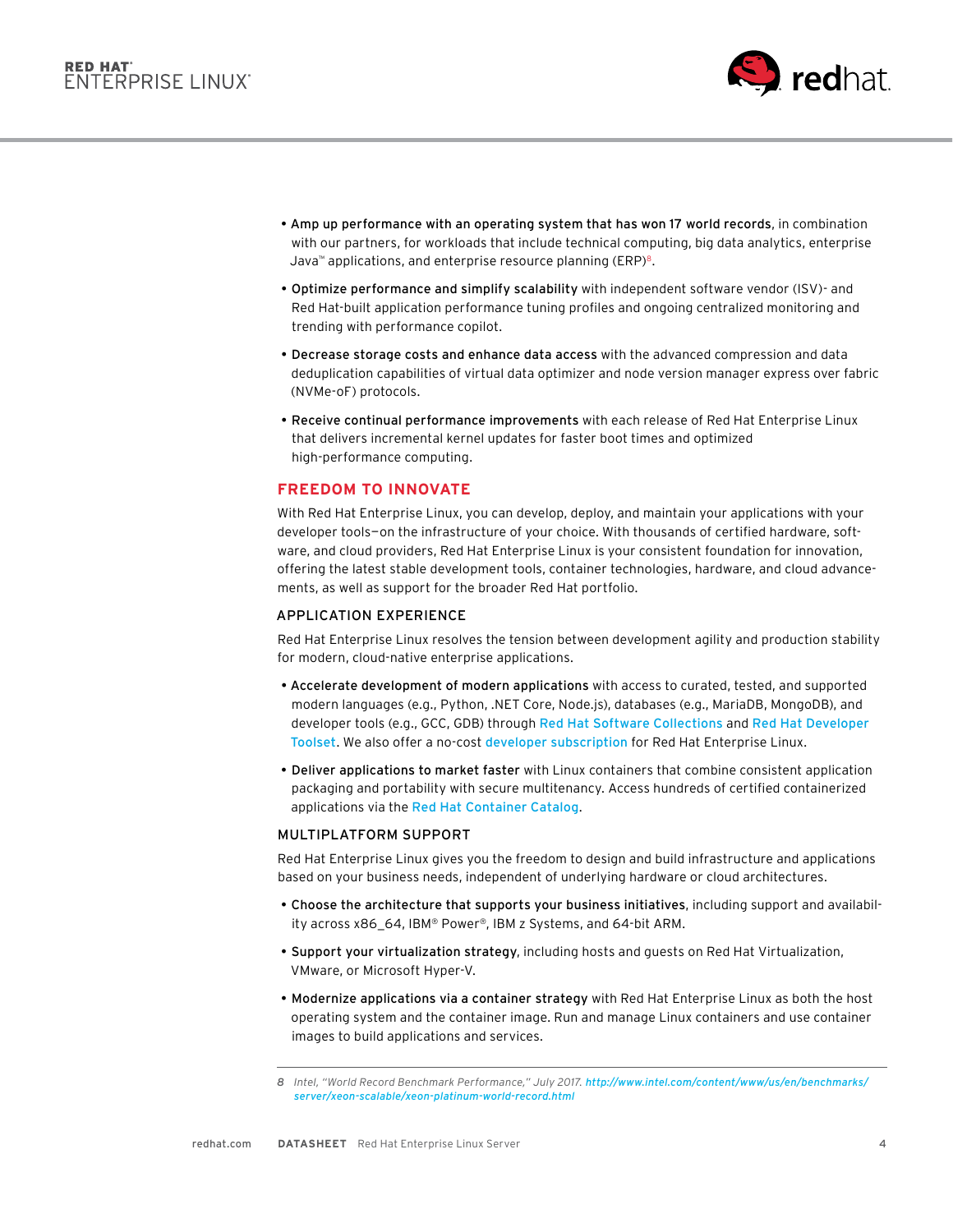- **Amp up performance with an operating system that has won 17 world records**, in combination with our partners, for workloads that include technical computing, big data analytics, enterprise Java™ applications, and enterprise resource planning (ERP)[8].

- **Optimize performance and simplify scalability** with independent software vendor (ISV)- and Red Hat-built application performance tuning profiles and ongoing centralized monitoring and trending with performance copilot.

- **Decrease storage costs and enhance data access** with the advanced compression and data deduplication capabilities of virtual data optimizer and node version manager express over fabric (NVMe-oF) protocols.

- **Receive continual performance improvements** with each release of Red Hat Enterprise Linux that delivers incremental kernel updates for faster boot times and optimized high-performance computing.

## FREEDOM TO INNOVATE

With Red Hat Enterprise Linux, you can develop, deploy, and maintain your applications with your developer tools—on the infrastructure of your choice. With thousands of certified hardware, software, and cloud providers, Red Hat Enterprise Linux is your consistent foundation for innovation, offering the latest stable development tools, container technologies, hardware, and cloud advancements, as well as support for the broader Red Hat portfolio.

### APPLICATION EXPERIENCE

Red Hat Enterprise Linux resolves the tension between development agility and production stability for modern, cloud-native enterprise applications.

- **Accelerate development of modern applications** with access to curated, tested, and supported modern languages (e.g., Python, .NET Core, Node.js), databases (e.g., MariaDB, MongoDB), and developer tools (e.g., GCC, GDB) through Red Hat Software Collections and Red Hat Developer Toolset. We also offer a no-cost developer subscription for Red Hat Enterprise Linux.

- **Deliver applications to market faster** with Linux containers that combine consistent application packaging and portability with secure multitenancy. Access hundreds of certified containerized applications via the Red Hat Container Catalog.

### MULTIPLATFORM SUPPORT

Red Hat Enterprise Linux gives you the freedom to design and build infrastructure and applications based on your business needs, independent of underlying hardware or cloud architectures.

- **Choose the architecture that supports your business initiatives**, including support and availability across x86_64, IBM® Power®, IBM z Systems, and 64-bit ARM.

- **Support your virtualization strategy**, including hosts and guests on Red Hat Virtualization, VMware, or Microsoft Hyper-V.

- **Modernize applications via a container strategy** with Red Hat Enterprise Linux as both the host operating system and the container image. Run and manage Linux containers and use container images to build applications and services.

---

*8 Intel, "World Record Benchmark Performance," July 2017. http://www.intel.com/content/www/us/en/benchmarks/server/xeon-scalable/xeon-platinum-world-record.html*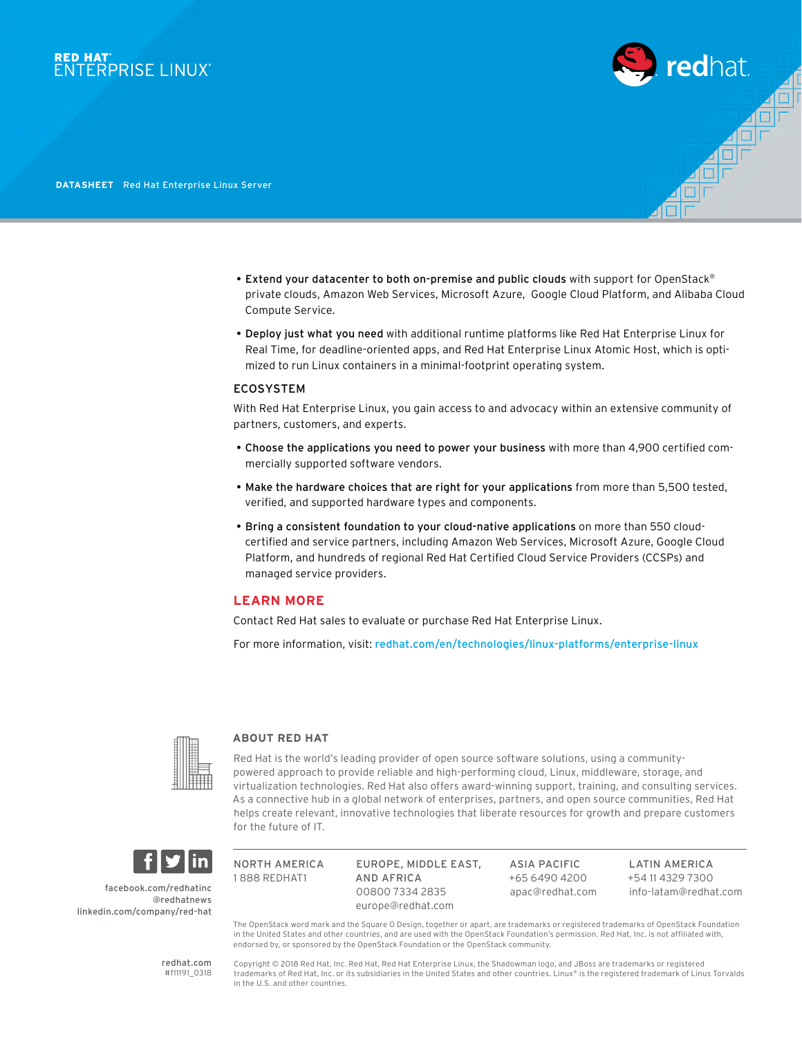- **Extend your datacenter to both on-premise and public clouds** with support for OpenStack® private clouds, Amazon Web Services, Microsoft Azure, Google Cloud Platform, and Alibaba Cloud Compute Service.
- **Deploy just what you need** with additional runtime platforms like Red Hat Enterprise Linux for Real Time, for deadline-oriented apps, and Red Hat Enterprise Linux Atomic Host, which is optimized to run Linux containers in a minimal-footprint operating system.

### ECOSYSTEM

With Red Hat Enterprise Linux, you gain access to and advocacy within an extensive community of partners, customers, and experts.

- **Choose the applications you need to power your business** with more than 4,900 certified commercially supported software vendors.
- **Make the hardware choices that are right for your applications** from more than 5,500 tested, verified, and supported hardware types and components.
- **Bring a consistent foundation to your cloud-native applications** on more than 550 cloud-certified and service partners, including Amazon Web Services, Microsoft Azure, Google Cloud Platform, and hundreds of regional Red Hat Certified Cloud Service Providers (CCSPs) and managed service providers.

## LEARN MORE

Contact Red Hat sales to evaluate or purchase Red Hat Enterprise Linux.

For more information, visit: redhat.com/en/technologies/linux-platforms/enterprise-linux

### ABOUT RED HAT

Red Hat is the world's leading provider of open source software solutions, using a community-powered approach to provide reliable and high-performing cloud, Linux, middleware, storage, and virtualization technologies. Red Hat also offers award-winning support, training, and consulting services. As a connective hub in a global network of enterprises, partners, and open source communities, Red Hat helps create relevant, innovative technologies that liberate resources for growth and prepare customers for the future of IT.

facebook.com/redhatinc
@redhatnews
linkedin.com/company/red-hat

NORTH AMERICA
1 888 REDHAT1

EUROPE, MIDDLE EAST, AND AFRICA
00800 7334 2835
europe@redhat.com

ASIA PACIFIC
+65 6490 4200
apac@redhat.com

LATIN AMERICA
+54 11 4329 7300
info-latam@redhat.com

The OpenStack word mark and the Square O Design, together or apart, are trademarks or registered trademarks of OpenStack Foundation in the United States and other countries, and are used with the OpenStack Foundation's permission. Red Hat, Inc. is not affiliated with, endorsed by, or sponsored by the OpenStack Foundation or the OpenStack community.

redhat.com
#f11191_0318

Copyright © 2018 Red Hat, Inc. Red Hat, Red Hat Enterprise Linux, the Shadowman logo, and JBoss are trademarks or registered trademarks of Red Hat, Inc. or its subsidiaries in the United States and other countries. Linux® is the registered trademark of Linus Torvalds in the U.S. and other countries.